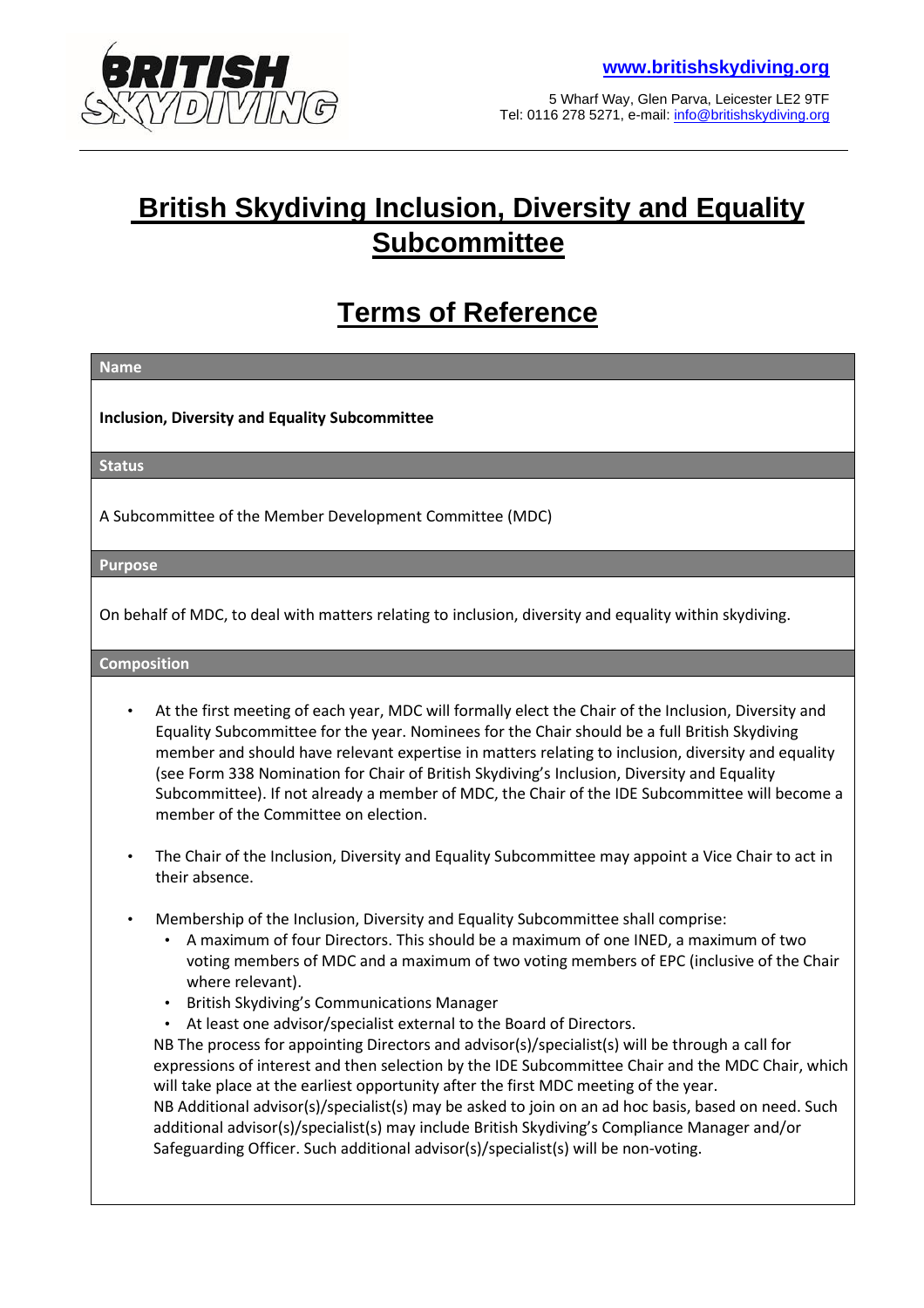www.britishskydiving.org

5 Wharf Way, Glen Parva, Leicester LE2 9TF
Tel: 0116 278 5271, e-mail: info@britishskydiving.org

# British Skydiving Inclusion, Diversity and Equality Subcommittee

# Terms of Reference

## Name

**Inclusion, Diversity and Equality Subcommittee**

## Status

A Subcommittee of the Member Development Committee (MDC)

## Purpose

On behalf of MDC, to deal with matters relating to inclusion, diversity and equality within skydiving.

## Composition

- At the first meeting of each year, MDC will formally elect the Chair of the Inclusion, Diversity and Equality Subcommittee for the year. Nominees for the Chair should be a full British Skydiving member and should have relevant expertise in matters relating to inclusion, diversity and equality (see Form 338 Nomination for Chair of British Skydiving's Inclusion, Diversity and Equality Subcommittee). If not already a member of MDC, the Chair of the IDE Subcommittee will become a member of the Committee on election.

- The Chair of the Inclusion, Diversity and Equality Subcommittee may appoint a Vice Chair to act in their absence.

- Membership of the Inclusion, Diversity and Equality Subcommittee shall comprise:
  - A maximum of four Directors. This should be a maximum of one INED, a maximum of two voting members of MDC and a maximum of two voting members of EPC (inclusive of the Chair where relevant).
  - British Skydiving's Communications Manager
  - At least one advisor/specialist external to the Board of Directors.

  NB The process for appointing Directors and advisor(s)/specialist(s) will be through a call for expressions of interest and then selection by the IDE Subcommittee Chair and the MDC Chair, which will take place at the earliest opportunity after the first MDC meeting of the year.

  NB Additional advisor(s)/specialist(s) may be asked to join on an ad hoc basis, based on need. Such additional advisor(s)/specialist(s) may include British Skydiving's Compliance Manager and/or Safeguarding Officer. Such additional advisor(s)/specialist(s) will be non-voting.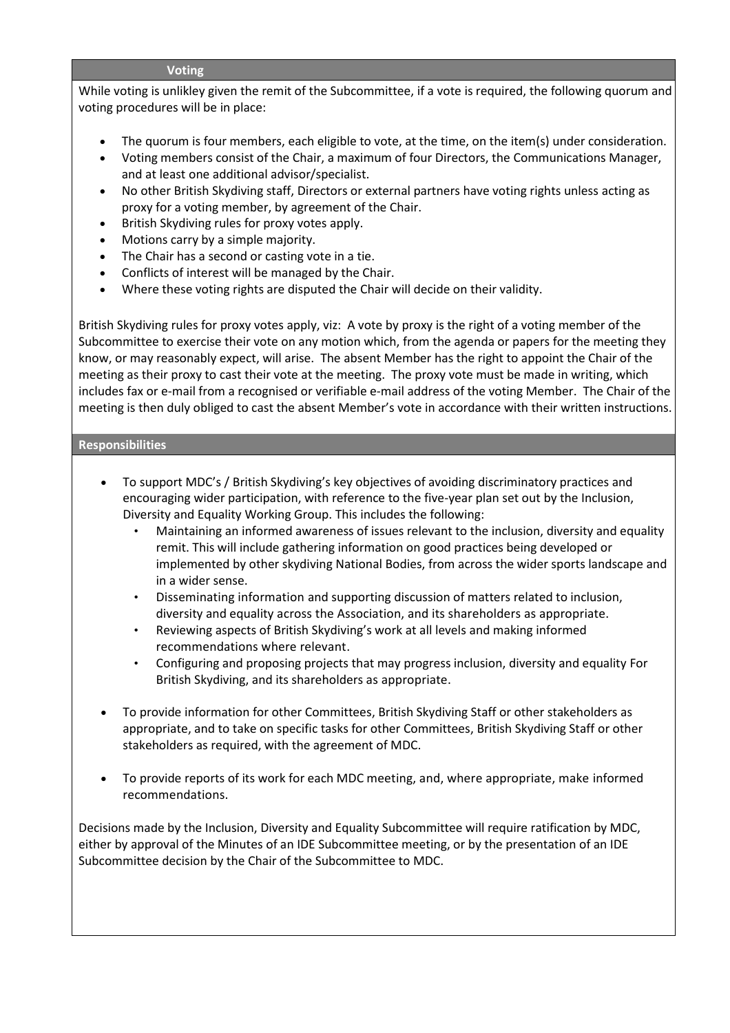## Voting

While voting is unlikley given the remit of the Subcommittee, if a vote is required, the following quorum and voting procedures will be in place:

- The quorum is four members, each eligible to vote, at the time, on the item(s) under consideration.
- Voting members consist of the Chair, a maximum of four Directors, the Communications Manager, and at least one additional advisor/specialist.
- No other British Skydiving staff, Directors or external partners have voting rights unless acting as proxy for a voting member, by agreement of the Chair.
- British Skydiving rules for proxy votes apply.
- Motions carry by a simple majority.
- The Chair has a second or casting vote in a tie.
- Conflicts of interest will be managed by the Chair.
- Where these voting rights are disputed the Chair will decide on their validity.

British Skydiving rules for proxy votes apply, viz: A vote by proxy is the right of a voting member of the Subcommittee to exercise their vote on any motion which, from the agenda or papers for the meeting they know, or may reasonably expect, will arise. The absent Member has the right to appoint the Chair of the meeting as their proxy to cast their vote at the meeting. The proxy vote must be made in writing, which includes fax or e-mail from a recognised or verifiable e-mail address of the voting Member. The Chair of the meeting is then duly obliged to cast the absent Member's vote in accordance with their written instructions.

## Responsibilities

- To support MDC's / British Skydiving's key objectives of avoiding discriminatory practices and encouraging wider participation, with reference to the five-year plan set out by the Inclusion, Diversity and Equality Working Group. This includes the following:
  - Maintaining an informed awareness of issues relevant to the inclusion, diversity and equality remit. This will include gathering information on good practices being developed or implemented by other skydiving National Bodies, from across the wider sports landscape and in a wider sense.
  - Disseminating information and supporting discussion of matters related to inclusion, diversity and equality across the Association, and its shareholders as appropriate.
  - Reviewing aspects of British Skydiving's work at all levels and making informed recommendations where relevant.
  - Configuring and proposing projects that may progress inclusion, diversity and equality For British Skydiving, and its shareholders as appropriate.

- To provide information for other Committees, British Skydiving Staff or other stakeholders as appropriate, and to take on specific tasks for other Committees, British Skydiving Staff or other stakeholders as required, with the agreement of MDC.

- To provide reports of its work for each MDC meeting, and, where appropriate, make informed recommendations.

Decisions made by the Inclusion, Diversity and Equality Subcommittee will require ratification by MDC, either by approval of the Minutes of an IDE Subcommittee meeting, or by the presentation of an IDE Subcommittee decision by the Chair of the Subcommittee to MDC.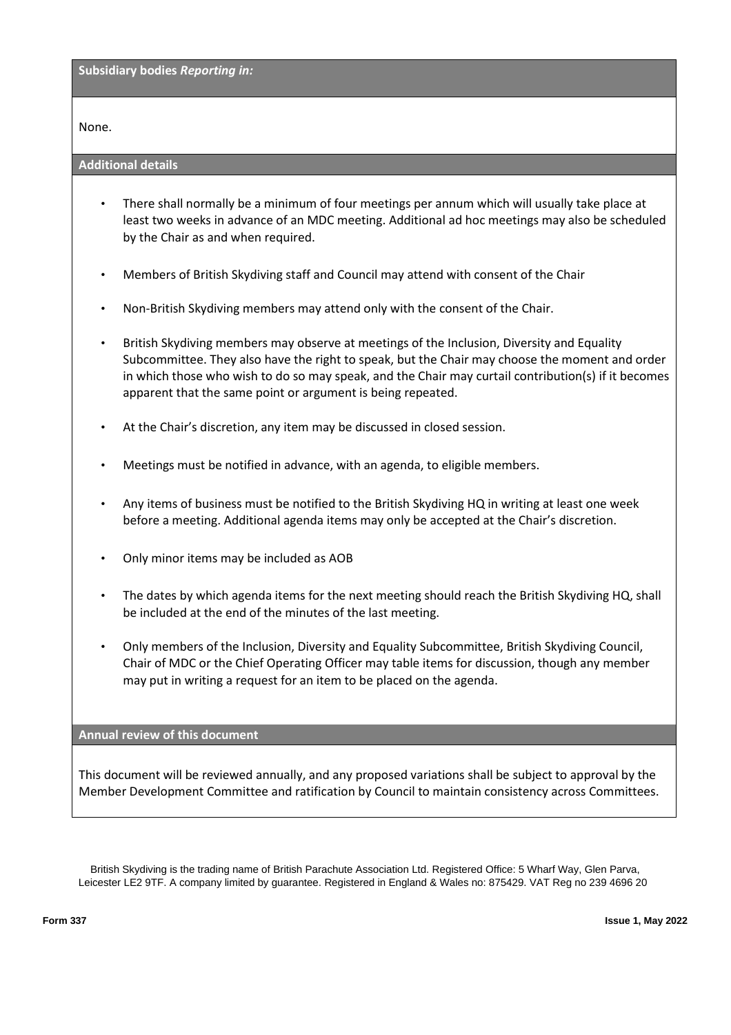## Subsidiary bodies *Reporting in:*

None.

## Additional details

- There shall normally be a minimum of four meetings per annum which will usually take place at least two weeks in advance of an MDC meeting. Additional ad hoc meetings may also be scheduled by the Chair as and when required.
- Members of British Skydiving staff and Council may attend with consent of the Chair
- Non-British Skydiving members may attend only with the consent of the Chair.
- British Skydiving members may observe at meetings of the Inclusion, Diversity and Equality Subcommittee. They also have the right to speak, but the Chair may choose the moment and order in which those who wish to do so may speak, and the Chair may curtail contribution(s) if it becomes apparent that the same point or argument is being repeated.
- At the Chair's discretion, any item may be discussed in closed session.
- Meetings must be notified in advance, with an agenda, to eligible members.
- Any items of business must be notified to the British Skydiving HQ in writing at least one week before a meeting. Additional agenda items may only be accepted at the Chair's discretion.
- Only minor items may be included as AOB
- The dates by which agenda items for the next meeting should reach the British Skydiving HQ, shall be included at the end of the minutes of the last meeting.
- Only members of the Inclusion, Diversity and Equality Subcommittee, British Skydiving Council, Chair of MDC or the Chief Operating Officer may table items for discussion, though any member may put in writing a request for an item to be placed on the agenda.

## Annual review of this document

This document will be reviewed annually, and any proposed variations shall be subject to approval by the Member Development Committee and ratification by Council to maintain consistency across Committees.

British Skydiving is the trading name of British Parachute Association Ltd. Registered Office: 5 Wharf Way, Glen Parva, Leicester LE2 9TF. A company limited by guarantee. Registered in England & Wales no: 875429. VAT Reg no 239 4696 20

**Form 337** **Issue 1, May 2022**